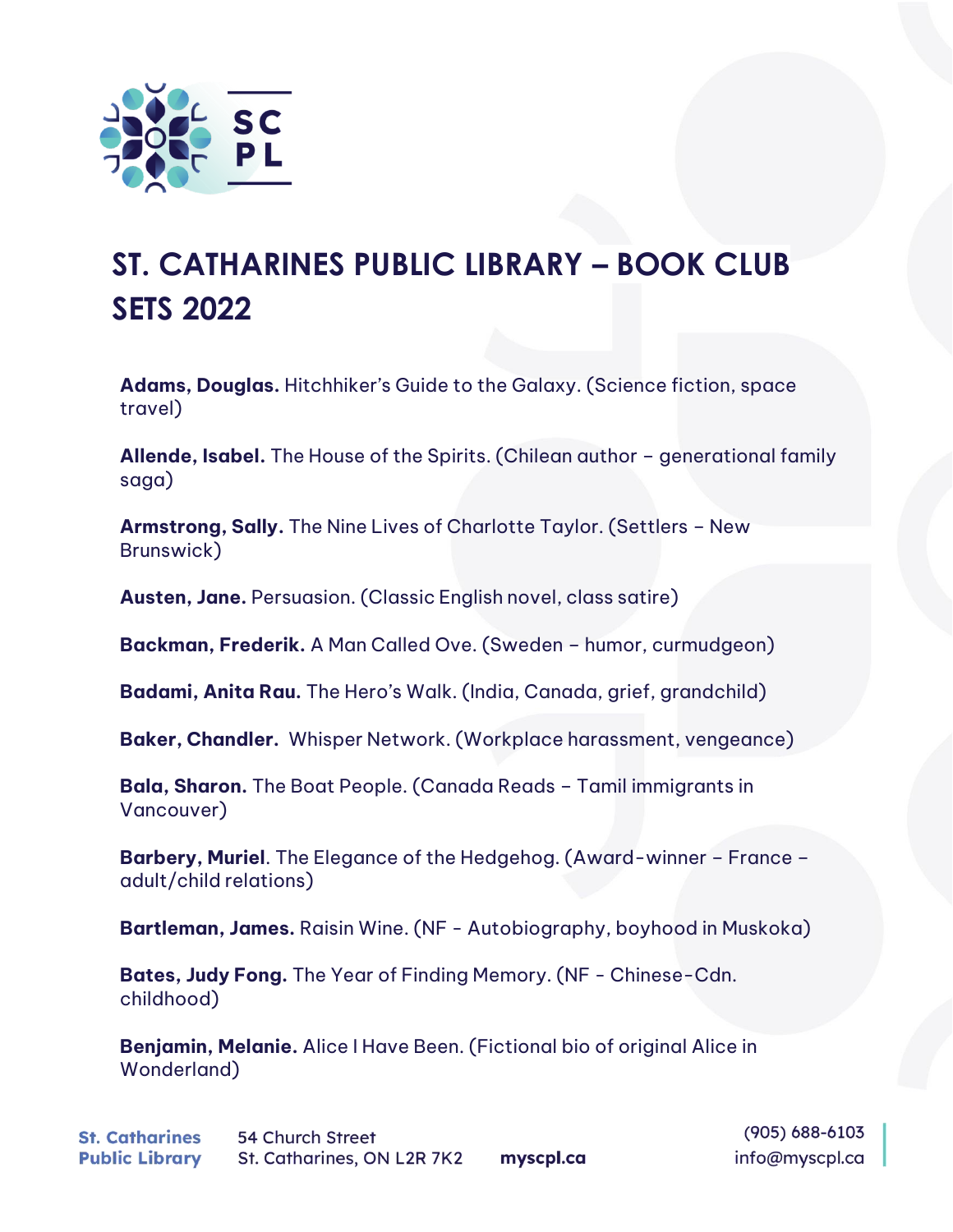# ST. CATHARINES PUBLIC LIBRARY – BOOK CLUB SETS 2022

**Adams, Douglas.** Hitchhiker's Guide to the Galaxy. (Science fiction, space travel)

**Allende, Isabel.** The House of the Spirits. (Chilean author – generational family saga)

**Armstrong, Sally.** The Nine Lives of Charlotte Taylor. (Settlers – New Brunswick)

**Austen, Jane.** Persuasion. (Classic English novel, class satire)

**Backman, Frederik.** A Man Called Ove. (Sweden – humor, curmudgeon)

**Badami, Anita Rau.** The Hero's Walk. (India, Canada, grief, grandchild)

**Baker, Chandler.** Whisper Network. (Workplace harassment, vengeance)

**Bala, Sharon.** The Boat People. (Canada Reads – Tamil immigrants in Vancouver)

**Barbery, Muriel**. The Elegance of the Hedgehog. (Award-winner – France – adult/child relations)

**Bartleman, James.** Raisin Wine. (NF - Autobiography, boyhood in Muskoka)

**Bates, Judy Fong.** The Year of Finding Memory. (NF - Chinese-Cdn. childhood)

**Benjamin, Melanie.** Alice I Have Been. (Fictional bio of original Alice in Wonderland)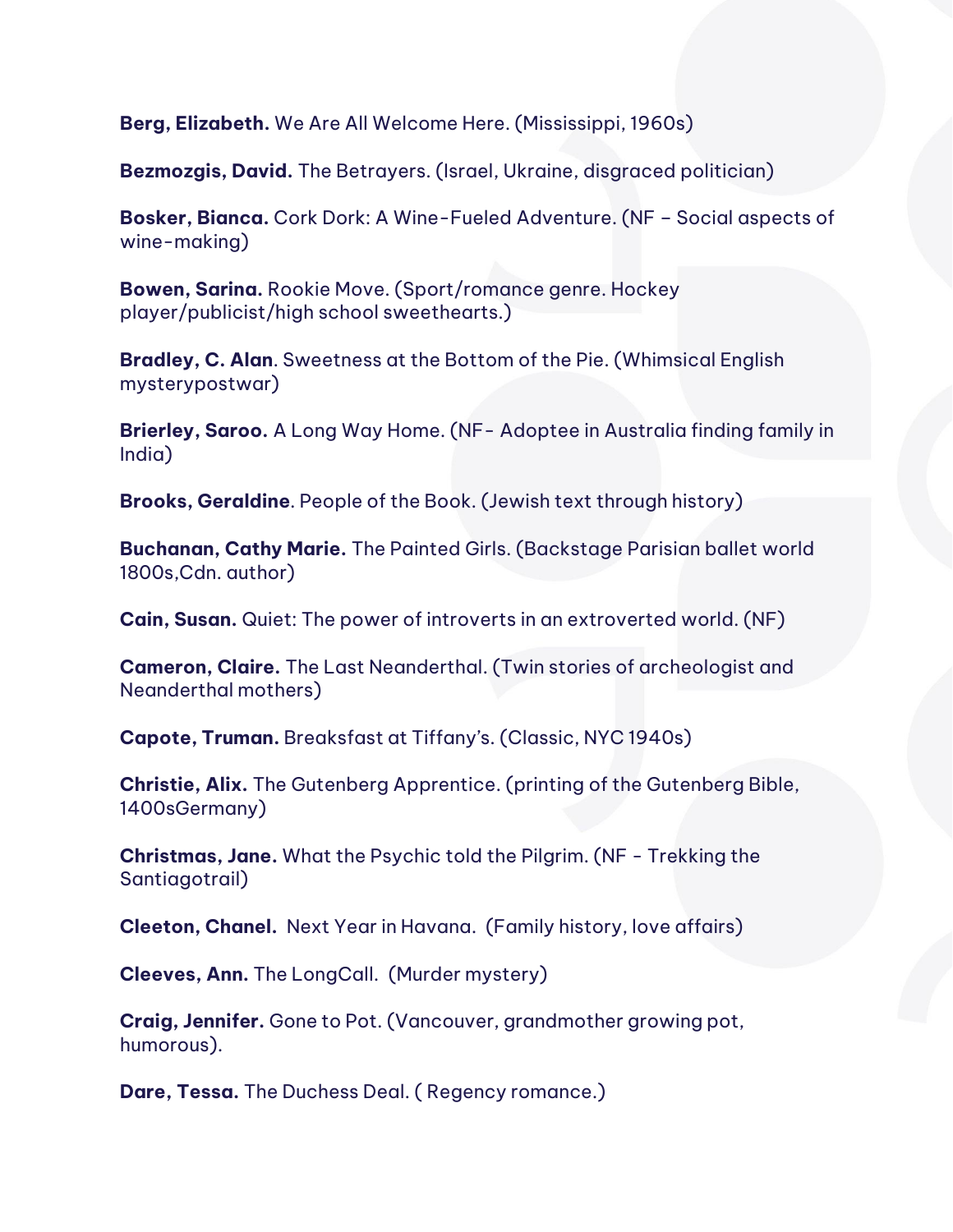**Berg, Elizabeth.** We Are All Welcome Here. (Mississippi, 1960s)

**Bezmozgis, David.** The Betrayers. (Israel, Ukraine, disgraced politician)

**Bosker, Bianca.** Cork Dork: A Wine-Fueled Adventure. (NF – Social aspects of wine-making)

**Bowen, Sarina.** Rookie Move. (Sport/romance genre. Hockey player/publicist/high school sweethearts.)

**Bradley, C. Alan**. Sweetness at the Bottom of the Pie. (Whimsical English mysterypostwar)

**Brierley, Saroo.** A Long Way Home. (NF- Adoptee in Australia finding family in India)

**Brooks, Geraldine**. People of the Book. (Jewish text through history)

**Buchanan, Cathy Marie.** The Painted Girls. (Backstage Parisian ballet world 1800s,Cdn. author)

**Cain, Susan.** Quiet: The power of introverts in an extroverted world. (NF)

**Cameron, Claire.** The Last Neanderthal. (Twin stories of archeologist and Neanderthal mothers)

**Capote, Truman.** Breaksfast at Tiffany's. (Classic, NYC 1940s)

**Christie, Alix.** The Gutenberg Apprentice. (printing of the Gutenberg Bible, 1400sGermany)

**Christmas, Jane.** What the Psychic told the Pilgrim. (NF - Trekking the Santiagotrail)

**Cleeton, Chanel.** Next Year in Havana. (Family history, love affairs)

**Cleeves, Ann.** The LongCall. (Murder mystery)

**Craig, Jennifer.** Gone to Pot. (Vancouver, grandmother growing pot, humorous).

**Dare, Tessa.** The Duchess Deal. ( Regency romance.)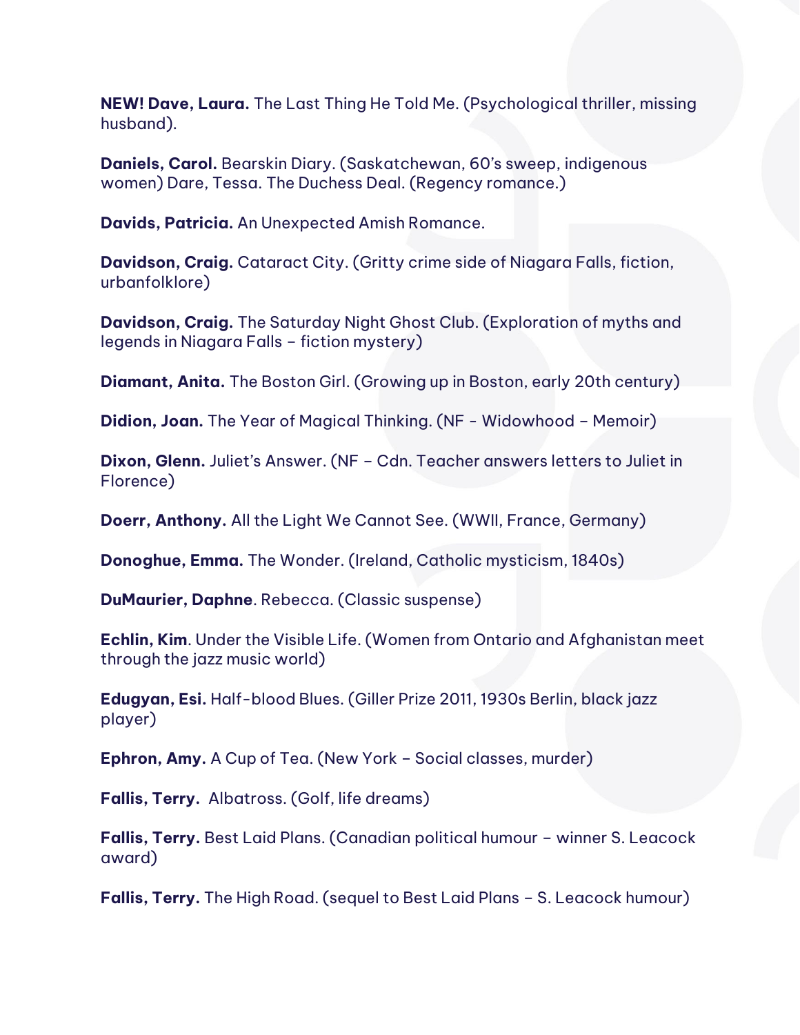**NEW! Dave, Laura.** The Last Thing He Told Me. (Psychological thriller, missing husband).

**Daniels, Carol.** Bearskin Diary. (Saskatchewan, 60's sweep, indigenous women) Dare, Tessa. The Duchess Deal. (Regency romance.)

**Davids, Patricia.** An Unexpected Amish Romance.

**Davidson, Craig.** Cataract City. (Gritty crime side of Niagara Falls, fiction, urbanfolklore)

**Davidson, Craig.** The Saturday Night Ghost Club. (Exploration of myths and legends in Niagara Falls – fiction mystery)

**Diamant, Anita.** The Boston Girl. (Growing up in Boston, early 20th century)

**Didion, Joan.** The Year of Magical Thinking. (NF - Widowhood – Memoir)

**Dixon, Glenn.** Juliet's Answer. (NF – Cdn. Teacher answers letters to Juliet in Florence)

**Doerr, Anthony.** All the Light We Cannot See. (WWII, France, Germany)

**Donoghue, Emma.** The Wonder. (Ireland, Catholic mysticism, 1840s)

**DuMaurier, Daphne**. Rebecca. (Classic suspense)

**Echlin, Kim**. Under the Visible Life. (Women from Ontario and Afghanistan meet through the jazz music world)

**Edugyan, Esi.** Half-blood Blues. (Giller Prize 2011, 1930s Berlin, black jazz player)

**Ephron, Amy.** A Cup of Tea. (New York – Social classes, murder)

**Fallis, Terry.** Albatross. (Golf, life dreams)

**Fallis, Terry.** Best Laid Plans. (Canadian political humour – winner S. Leacock award)

**Fallis, Terry.** The High Road. (sequel to Best Laid Plans – S. Leacock humour)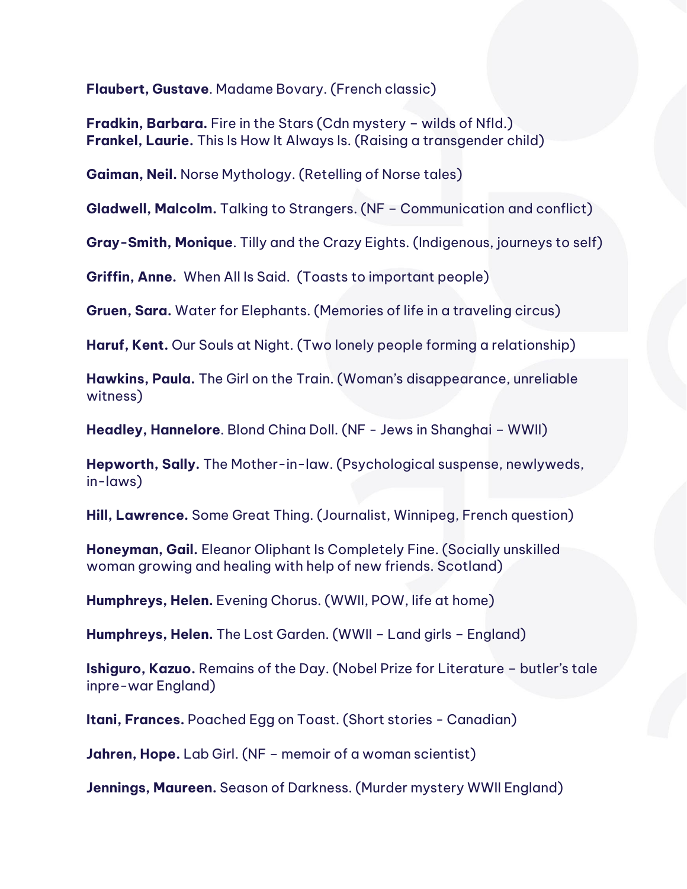**Flaubert, Gustave**. Madame Bovary. (French classic)

**Fradkin, Barbara.** Fire in the Stars (Cdn mystery – wilds of Nfld.)
**Frankel, Laurie.** This Is How It Always Is. (Raising a transgender child)

**Gaiman, Neil.** Norse Mythology. (Retelling of Norse tales)

**Gladwell, Malcolm.** Talking to Strangers. (NF – Communication and conflict)

**Gray-Smith, Monique**. Tilly and the Crazy Eights. (Indigenous, journeys to self)

**Griffin, Anne.** When All Is Said. (Toasts to important people)

**Gruen, Sara.** Water for Elephants. (Memories of life in a traveling circus)

**Haruf, Kent.** Our Souls at Night. (Two lonely people forming a relationship)

**Hawkins, Paula.** The Girl on the Train. (Woman's disappearance, unreliable witness)

**Headley, Hannelore**. Blond China Doll. (NF - Jews in Shanghai – WWII)

**Hepworth, Sally.** The Mother-in-law. (Psychological suspense, newlyweds, in-laws)

**Hill, Lawrence.** Some Great Thing. (Journalist, Winnipeg, French question)

**Honeyman, Gail.** Eleanor Oliphant Is Completely Fine. (Socially unskilled woman growing and healing with help of new friends. Scotland)

**Humphreys, Helen.** Evening Chorus. (WWII, POW, life at home)

**Humphreys, Helen.** The Lost Garden. (WWII – Land girls – England)

**Ishiguro, Kazuo.** Remains of the Day. (Nobel Prize for Literature – butler's tale inpre-war England)

**Itani, Frances.** Poached Egg on Toast. (Short stories - Canadian)

**Jahren, Hope.** Lab Girl. (NF – memoir of a woman scientist)

**Jennings, Maureen.** Season of Darkness. (Murder mystery WWII England)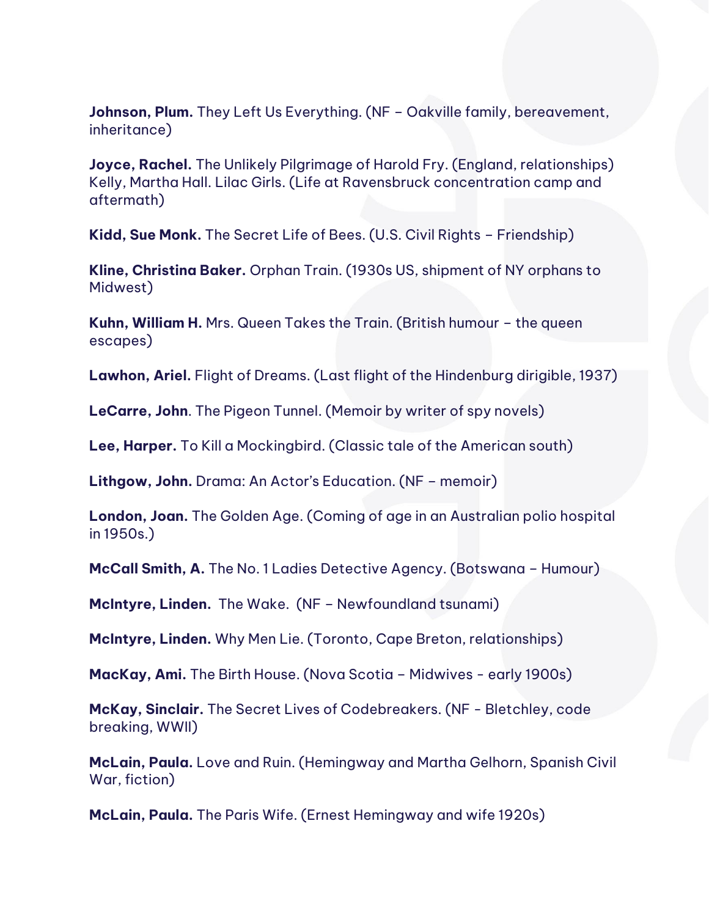**Johnson, Plum.** They Left Us Everything. (NF – Oakville family, bereavement, inheritance)

**Joyce, Rachel.** The Unlikely Pilgrimage of Harold Fry. (England, relationships) Kelly, Martha Hall. Lilac Girls. (Life at Ravensbruck concentration camp and aftermath)

**Kidd, Sue Monk.** The Secret Life of Bees. (U.S. Civil Rights – Friendship)

**Kline, Christina Baker.** Orphan Train. (1930s US, shipment of NY orphans to Midwest)

**Kuhn, William H.** Mrs. Queen Takes the Train. (British humour – the queen escapes)

**Lawhon, Ariel.** Flight of Dreams. (Last flight of the Hindenburg dirigible, 1937)

**LeCarre, John**. The Pigeon Tunnel. (Memoir by writer of spy novels)

**Lee, Harper.** To Kill a Mockingbird. (Classic tale of the American south)

**Lithgow, John.** Drama: An Actor's Education. (NF – memoir)

**London, Joan.** The Golden Age. (Coming of age in an Australian polio hospital in 1950s.)

**McCall Smith, A.** The No. 1 Ladies Detective Agency. (Botswana – Humour)

**McIntyre, Linden.** The Wake. (NF – Newfoundland tsunami)

**McIntyre, Linden.** Why Men Lie. (Toronto, Cape Breton, relationships)

**MacKay, Ami.** The Birth House. (Nova Scotia – Midwives - early 1900s)

**McKay, Sinclair.** The Secret Lives of Codebreakers. (NF - Bletchley, code breaking, WWII)

**McLain, Paula.** Love and Ruin. (Hemingway and Martha Gelhorn, Spanish Civil War, fiction)

**McLain, Paula.** The Paris Wife. (Ernest Hemingway and wife 1920s)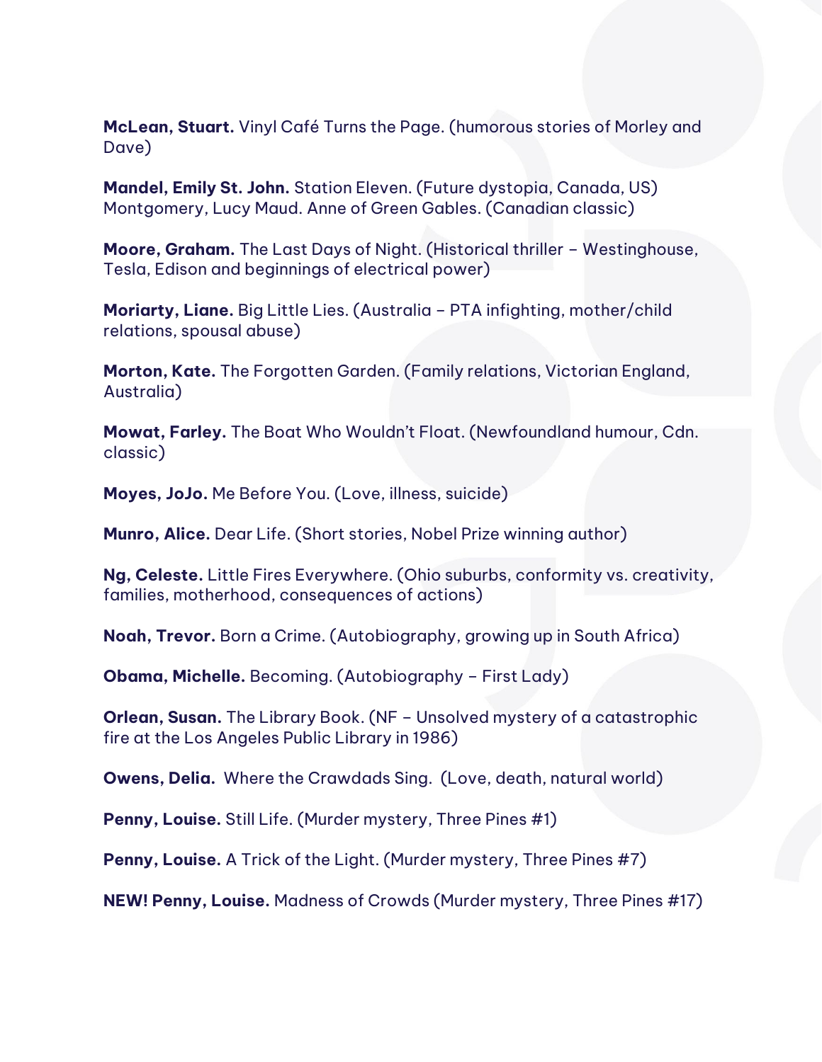**McLean, Stuart.** Vinyl Café Turns the Page. (humorous stories of Morley and Dave)

**Mandel, Emily St. John.** Station Eleven. (Future dystopia, Canada, US)
Montgomery, Lucy Maud. Anne of Green Gables. (Canadian classic)

**Moore, Graham.** The Last Days of Night. (Historical thriller – Westinghouse, Tesla, Edison and beginnings of electrical power)

**Moriarty, Liane.** Big Little Lies. (Australia – PTA infighting, mother/child relations, spousal abuse)

**Morton, Kate.** The Forgotten Garden. (Family relations, Victorian England, Australia)

**Mowat, Farley.** The Boat Who Wouldn't Float. (Newfoundland humour, Cdn. classic)

**Moyes, JoJo.** Me Before You. (Love, illness, suicide)

**Munro, Alice.** Dear Life. (Short stories, Nobel Prize winning author)

**Ng, Celeste.** Little Fires Everywhere. (Ohio suburbs, conformity vs. creativity, families, motherhood, consequences of actions)

**Noah, Trevor.** Born a Crime. (Autobiography, growing up in South Africa)

**Obama, Michelle.** Becoming. (Autobiography – First Lady)

**Orlean, Susan.** The Library Book. (NF – Unsolved mystery of a catastrophic fire at the Los Angeles Public Library in 1986)

**Owens, Delia.** Where the Crawdads Sing. (Love, death, natural world)

**Penny, Louise.** Still Life. (Murder mystery, Three Pines #1)

**Penny, Louise.** A Trick of the Light. (Murder mystery, Three Pines #7)

**NEW! Penny, Louise.** Madness of Crowds (Murder mystery, Three Pines #17)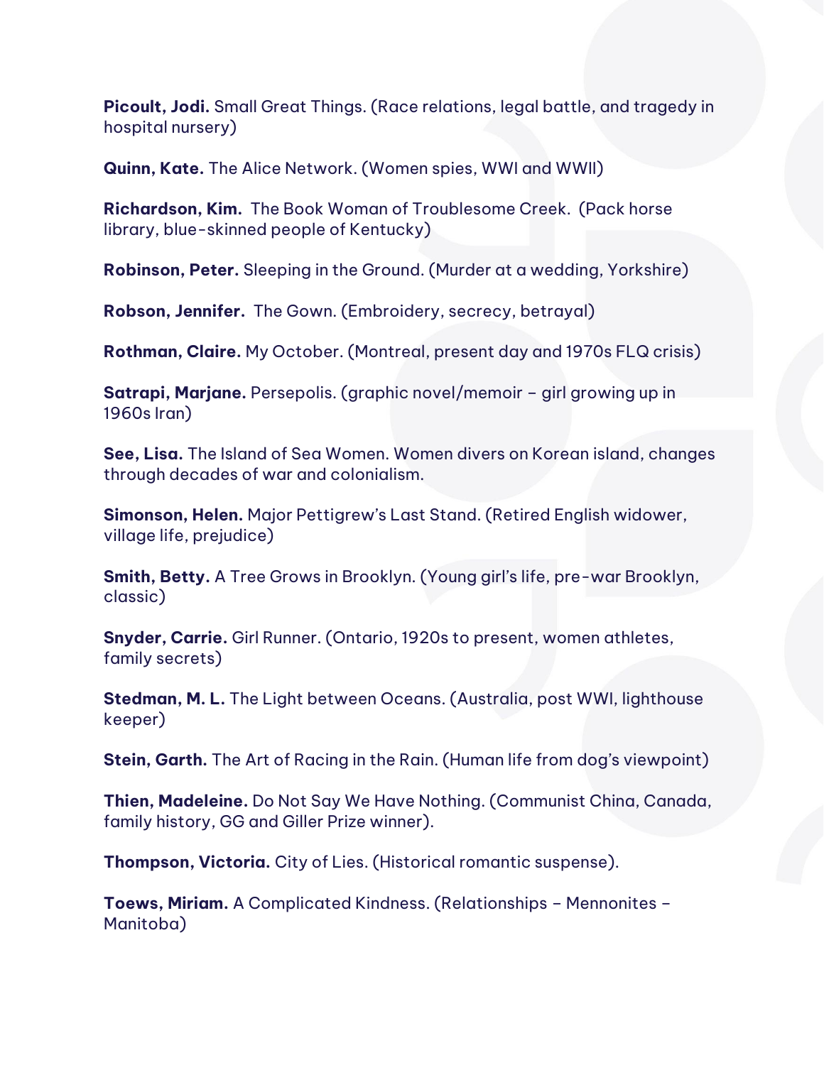**Picoult, Jodi.** Small Great Things. (Race relations, legal battle, and tragedy in hospital nursery)

**Quinn, Kate.** The Alice Network. (Women spies, WWI and WWII)

**Richardson, Kim.** The Book Woman of Troublesome Creek. (Pack horse library, blue-skinned people of Kentucky)

**Robinson, Peter.** Sleeping in the Ground. (Murder at a wedding, Yorkshire)

**Robson, Jennifer.** The Gown. (Embroidery, secrecy, betrayal)

**Rothman, Claire.** My October. (Montreal, present day and 1970s FLQ crisis)

**Satrapi, Marjane.** Persepolis. (graphic novel/memoir – girl growing up in 1960s Iran)

**See, Lisa.** The Island of Sea Women. Women divers on Korean island, changes through decades of war and colonialism.

**Simonson, Helen.** Major Pettigrew's Last Stand. (Retired English widower, village life, prejudice)

**Smith, Betty.** A Tree Grows in Brooklyn. (Young girl's life, pre-war Brooklyn, classic)

**Snyder, Carrie.** Girl Runner. (Ontario, 1920s to present, women athletes, family secrets)

**Stedman, M. L.** The Light between Oceans. (Australia, post WWI, lighthouse keeper)

**Stein, Garth.** The Art of Racing in the Rain. (Human life from dog's viewpoint)

**Thien, Madeleine.** Do Not Say We Have Nothing. (Communist China, Canada, family history, GG and Giller Prize winner).

**Thompson, Victoria.** City of Lies. (Historical romantic suspense).

**Toews, Miriam.** A Complicated Kindness. (Relationships – Mennonites – Manitoba)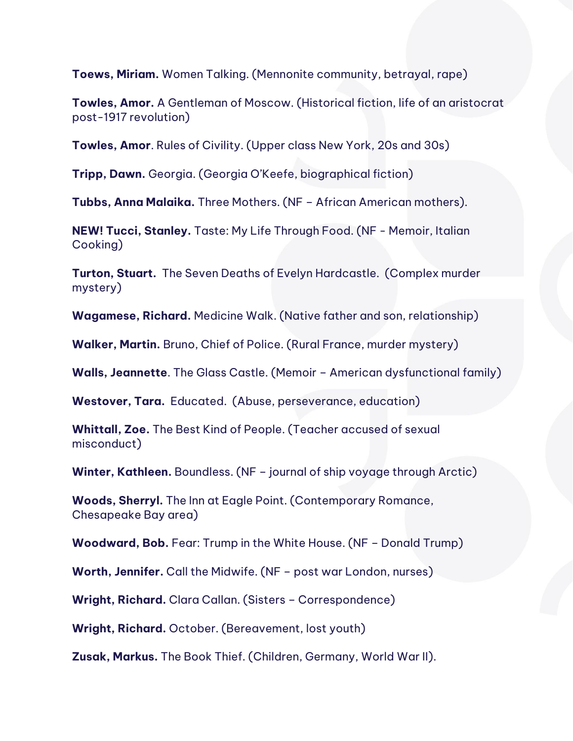**Toews, Miriam.** Women Talking. (Mennonite community, betrayal, rape)

**Towles, Amor.** A Gentleman of Moscow. (Historical fiction, life of an aristocrat post-1917 revolution)

**Towles, Amor**. Rules of Civility. (Upper class New York, 20s and 30s)

**Tripp, Dawn.** Georgia. (Georgia O'Keefe, biographical fiction)

**Tubbs, Anna Malaika.** Three Mothers. (NF – African American mothers).

**NEW! Tucci, Stanley.** Taste: My Life Through Food. (NF - Memoir, Italian Cooking)

**Turton, Stuart.** The Seven Deaths of Evelyn Hardcastle. (Complex murder mystery)

**Wagamese, Richard.** Medicine Walk. (Native father and son, relationship)

**Walker, Martin.** Bruno, Chief of Police. (Rural France, murder mystery)

**Walls, Jeannette**. The Glass Castle. (Memoir – American dysfunctional family)

**Westover, Tara.** Educated. (Abuse, perseverance, education)

**Whittall, Zoe.** The Best Kind of People. (Teacher accused of sexual misconduct)

**Winter, Kathleen.** Boundless. (NF – journal of ship voyage through Arctic)

**Woods, Sherryl.** The Inn at Eagle Point. (Contemporary Romance, Chesapeake Bay area)

**Woodward, Bob.** Fear: Trump in the White House. (NF – Donald Trump)

**Worth, Jennifer.** Call the Midwife. (NF – post war London, nurses)

**Wright, Richard.** Clara Callan. (Sisters – Correspondence)

**Wright, Richard.** October. (Bereavement, lost youth)

**Zusak, Markus.** The Book Thief. (Children, Germany, World War II).